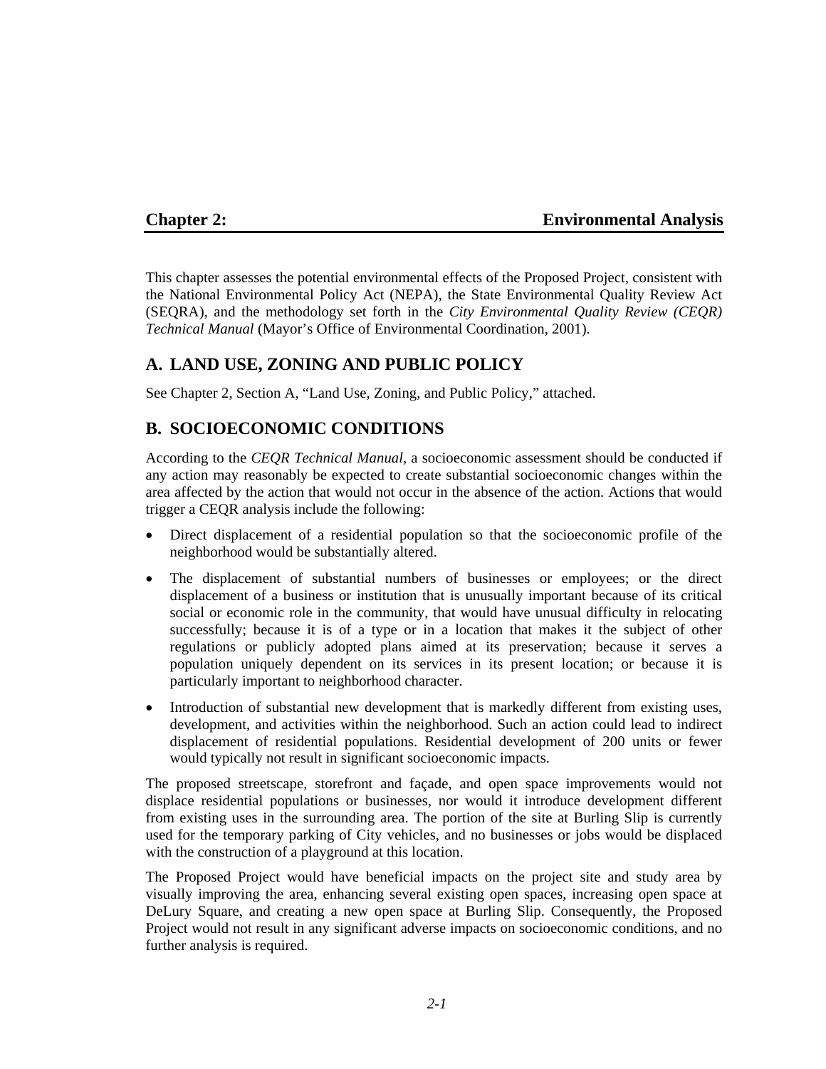# Chapter 2: Environmental Analysis

This chapter assesses the potential environmental effects of the Proposed Project, consistent with the National Environmental Policy Act (NEPA), the State Environmental Quality Review Act (SEQRA), and the methodology set forth in the *City Environmental Quality Review (CEQR) Technical Manual* (Mayor's Office of Environmental Coordination, 2001).

## A. LAND USE, ZONING AND PUBLIC POLICY

See Chapter 2, Section A, "Land Use, Zoning, and Public Policy," attached.

## B. SOCIOECONOMIC CONDITIONS

According to the *CEQR Technical Manual*, a socioeconomic assessment should be conducted if any action may reasonably be expected to create substantial socioeconomic changes within the area affected by the action that would not occur in the absence of the action. Actions that would trigger a CEQR analysis include the following:

- Direct displacement of a residential population so that the socioeconomic profile of the neighborhood would be substantially altered.
- The displacement of substantial numbers of businesses or employees; or the direct displacement of a business or institution that is unusually important because of its critical social or economic role in the community, that would have unusual difficulty in relocating successfully; because it is of a type or in a location that makes it the subject of other regulations or publicly adopted plans aimed at its preservation; because it serves a population uniquely dependent on its services in its present location; or because it is particularly important to neighborhood character.
- Introduction of substantial new development that is markedly different from existing uses, development, and activities within the neighborhood. Such an action could lead to indirect displacement of residential populations. Residential development of 200 units or fewer would typically not result in significant socioeconomic impacts.

The proposed streetscape, storefront and façade, and open space improvements would not displace residential populations or businesses, nor would it introduce development different from existing uses in the surrounding area. The portion of the site at Burling Slip is currently used for the temporary parking of City vehicles, and no businesses or jobs would be displaced with the construction of a playground at this location.

The Proposed Project would have beneficial impacts on the project site and study area by visually improving the area, enhancing several existing open spaces, increasing open space at DeLury Square, and creating a new open space at Burling Slip. Consequently, the Proposed Project would not result in any significant adverse impacts on socioeconomic conditions, and no further analysis is required.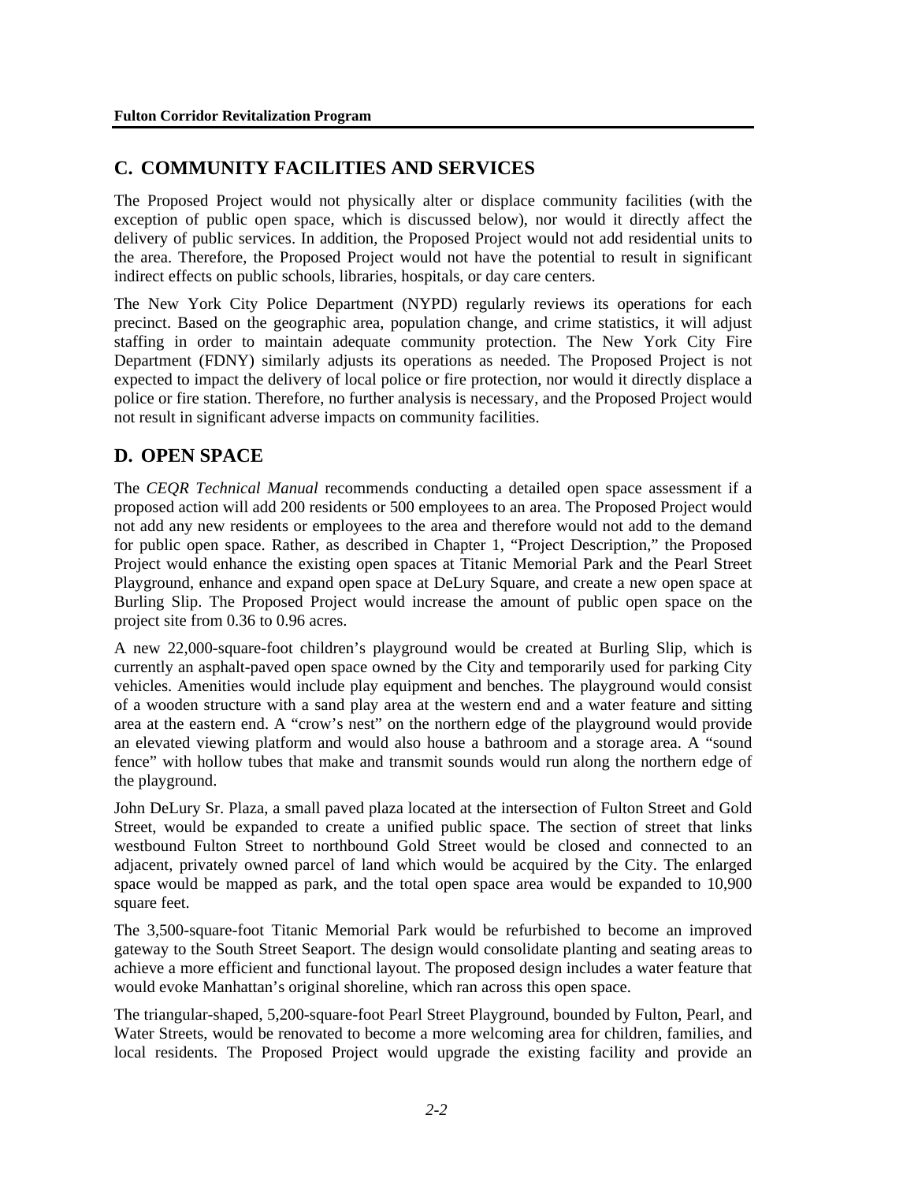## C. COMMUNITY FACILITIES AND SERVICES

The Proposed Project would not physically alter or displace community facilities (with the exception of public open space, which is discussed below), nor would it directly affect the delivery of public services. In addition, the Proposed Project would not add residential units to the area. Therefore, the Proposed Project would not have the potential to result in significant indirect effects on public schools, libraries, hospitals, or day care centers.

The New York City Police Department (NYPD) regularly reviews its operations for each precinct. Based on the geographic area, population change, and crime statistics, it will adjust staffing in order to maintain adequate community protection. The New York City Fire Department (FDNY) similarly adjusts its operations as needed. The Proposed Project is not expected to impact the delivery of local police or fire protection, nor would it directly displace a police or fire station. Therefore, no further analysis is necessary, and the Proposed Project would not result in significant adverse impacts on community facilities.

## D. OPEN SPACE

The *CEQR Technical Manual* recommends conducting a detailed open space assessment if a proposed action will add 200 residents or 500 employees to an area. The Proposed Project would not add any new residents or employees to the area and therefore would not add to the demand for public open space. Rather, as described in Chapter 1, "Project Description," the Proposed Project would enhance the existing open spaces at Titanic Memorial Park and the Pearl Street Playground, enhance and expand open space at DeLury Square, and create a new open space at Burling Slip. The Proposed Project would increase the amount of public open space on the project site from 0.36 to 0.96 acres.

A new 22,000-square-foot children's playground would be created at Burling Slip, which is currently an asphalt-paved open space owned by the City and temporarily used for parking City vehicles. Amenities would include play equipment and benches. The playground would consist of a wooden structure with a sand play area at the western end and a water feature and sitting area at the eastern end. A "crow's nest" on the northern edge of the playground would provide an elevated viewing platform and would also house a bathroom and a storage area. A "sound fence" with hollow tubes that make and transmit sounds would run along the northern edge of the playground.

John DeLury Sr. Plaza, a small paved plaza located at the intersection of Fulton Street and Gold Street, would be expanded to create a unified public space. The section of street that links westbound Fulton Street to northbound Gold Street would be closed and connected to an adjacent, privately owned parcel of land which would be acquired by the City. The enlarged space would be mapped as park, and the total open space area would be expanded to 10,900 square feet.

The 3,500-square-foot Titanic Memorial Park would be refurbished to become an improved gateway to the South Street Seaport. The design would consolidate planting and seating areas to achieve a more efficient and functional layout. The proposed design includes a water feature that would evoke Manhattan's original shoreline, which ran across this open space.

The triangular-shaped, 5,200-square-foot Pearl Street Playground, bounded by Fulton, Pearl, and Water Streets, would be renovated to become a more welcoming area for children, families, and local residents. The Proposed Project would upgrade the existing facility and provide an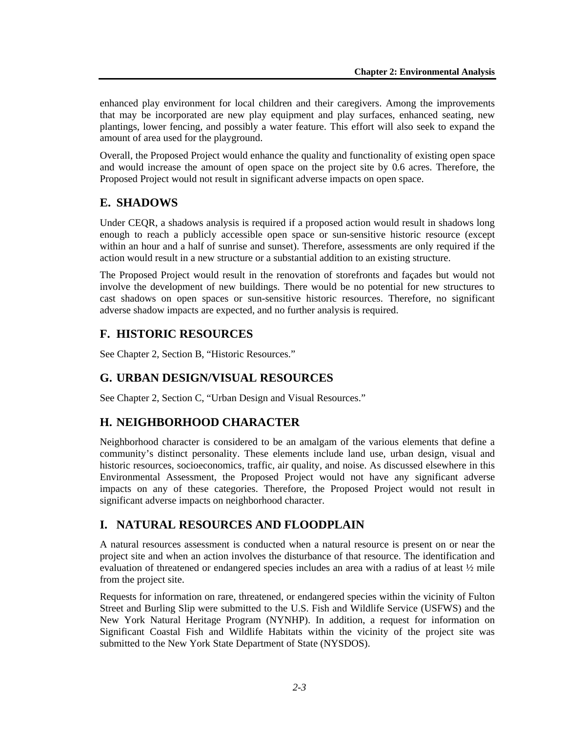enhanced play environment for local children and their caregivers. Among the improvements that may be incorporated are new play equipment and play surfaces, enhanced seating, new plantings, lower fencing, and possibly a water feature. This effort will also seek to expand the amount of area used for the playground.

Overall, the Proposed Project would enhance the quality and functionality of existing open space and would increase the amount of open space on the project site by 0.6 acres. Therefore, the Proposed Project would not result in significant adverse impacts on open space.

## E. SHADOWS

Under CEQR, a shadows analysis is required if a proposed action would result in shadows long enough to reach a publicly accessible open space or sun-sensitive historic resource (except within an hour and a half of sunrise and sunset). Therefore, assessments are only required if the action would result in a new structure or a substantial addition to an existing structure.

The Proposed Project would result in the renovation of storefronts and façades but would not involve the development of new buildings. There would be no potential for new structures to cast shadows on open spaces or sun-sensitive historic resources. Therefore, no significant adverse shadow impacts are expected, and no further analysis is required.

## F. HISTORIC RESOURCES

See Chapter 2, Section B, "Historic Resources."

## G. URBAN DESIGN/VISUAL RESOURCES

See Chapter 2, Section C, "Urban Design and Visual Resources."

## H. NEIGHBORHOOD CHARACTER

Neighborhood character is considered to be an amalgam of the various elements that define a community's distinct personality. These elements include land use, urban design, visual and historic resources, socioeconomics, traffic, air quality, and noise. As discussed elsewhere in this Environmental Assessment, the Proposed Project would not have any significant adverse impacts on any of these categories. Therefore, the Proposed Project would not result in significant adverse impacts on neighborhood character.

## I. NATURAL RESOURCES AND FLOODPLAIN

A natural resources assessment is conducted when a natural resource is present on or near the project site and when an action involves the disturbance of that resource. The identification and evaluation of threatened or endangered species includes an area with a radius of at least ½ mile from the project site.

Requests for information on rare, threatened, or endangered species within the vicinity of Fulton Street and Burling Slip were submitted to the U.S. Fish and Wildlife Service (USFWS) and the New York Natural Heritage Program (NYNHP). In addition, a request for information on Significant Coastal Fish and Wildlife Habitats within the vicinity of the project site was submitted to the New York State Department of State (NYSDOS).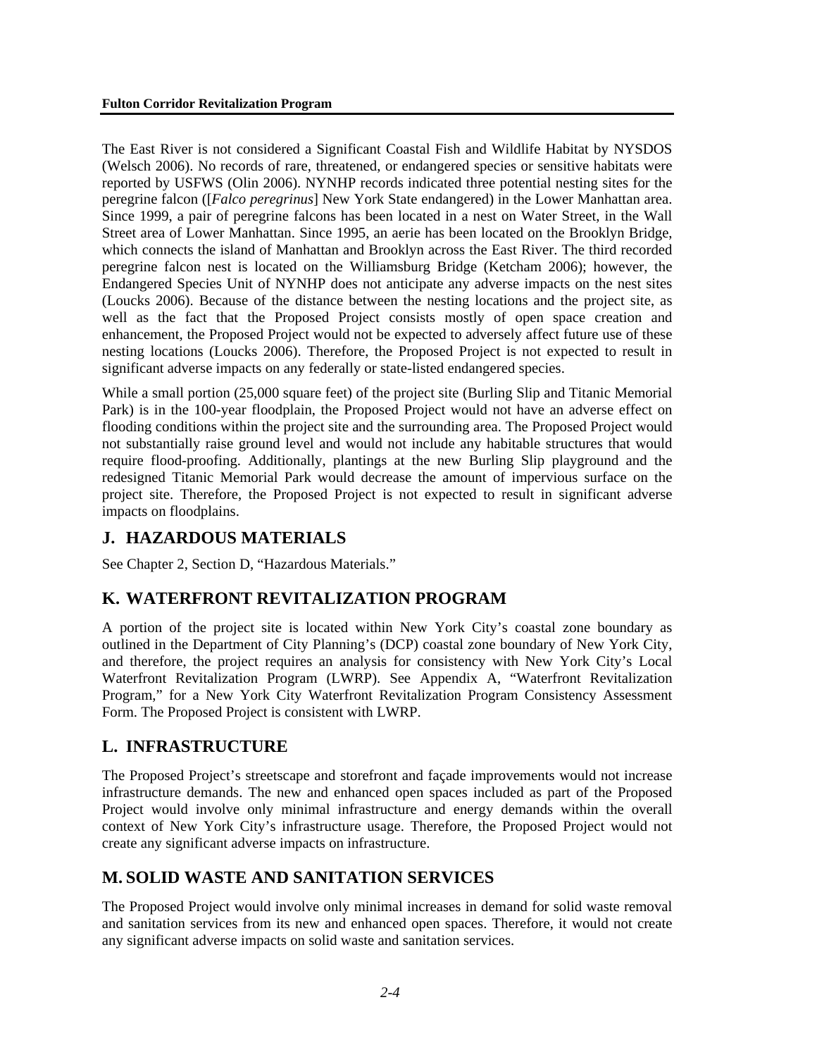The East River is not considered a Significant Coastal Fish and Wildlife Habitat by NYSDOS (Welsch 2006). No records of rare, threatened, or endangered species or sensitive habitats were reported by USFWS (Olin 2006). NYNHP records indicated three potential nesting sites for the peregrine falcon ([*Falco peregrinus*] New York State endangered) in the Lower Manhattan area. Since 1999, a pair of peregrine falcons has been located in a nest on Water Street, in the Wall Street area of Lower Manhattan. Since 1995, an aerie has been located on the Brooklyn Bridge, which connects the island of Manhattan and Brooklyn across the East River. The third recorded peregrine falcon nest is located on the Williamsburg Bridge (Ketcham 2006); however, the Endangered Species Unit of NYNHP does not anticipate any adverse impacts on the nest sites (Loucks 2006). Because of the distance between the nesting locations and the project site, as well as the fact that the Proposed Project consists mostly of open space creation and enhancement, the Proposed Project would not be expected to adversely affect future use of these nesting locations (Loucks 2006). Therefore, the Proposed Project is not expected to result in significant adverse impacts on any federally or state-listed endangered species.

While a small portion (25,000 square feet) of the project site (Burling Slip and Titanic Memorial Park) is in the 100-year floodplain, the Proposed Project would not have an adverse effect on flooding conditions within the project site and the surrounding area. The Proposed Project would not substantially raise ground level and would not include any habitable structures that would require flood-proofing. Additionally, plantings at the new Burling Slip playground and the redesigned Titanic Memorial Park would decrease the amount of impervious surface on the project site. Therefore, the Proposed Project is not expected to result in significant adverse impacts on floodplains.

## J. HAZARDOUS MATERIALS

See Chapter 2, Section D, "Hazardous Materials."

## K. WATERFRONT REVITALIZATION PROGRAM

A portion of the project site is located within New York City's coastal zone boundary as outlined in the Department of City Planning's (DCP) coastal zone boundary of New York City, and therefore, the project requires an analysis for consistency with New York City's Local Waterfront Revitalization Program (LWRP). See Appendix A, "Waterfront Revitalization Program," for a New York City Waterfront Revitalization Program Consistency Assessment Form. The Proposed Project is consistent with LWRP.

## L. INFRASTRUCTURE

The Proposed Project's streetscape and storefront and façade improvements would not increase infrastructure demands. The new and enhanced open spaces included as part of the Proposed Project would involve only minimal infrastructure and energy demands within the overall context of New York City's infrastructure usage. Therefore, the Proposed Project would not create any significant adverse impacts on infrastructure.

## M. SOLID WASTE AND SANITATION SERVICES

The Proposed Project would involve only minimal increases in demand for solid waste removal and sanitation services from its new and enhanced open spaces. Therefore, it would not create any significant adverse impacts on solid waste and sanitation services.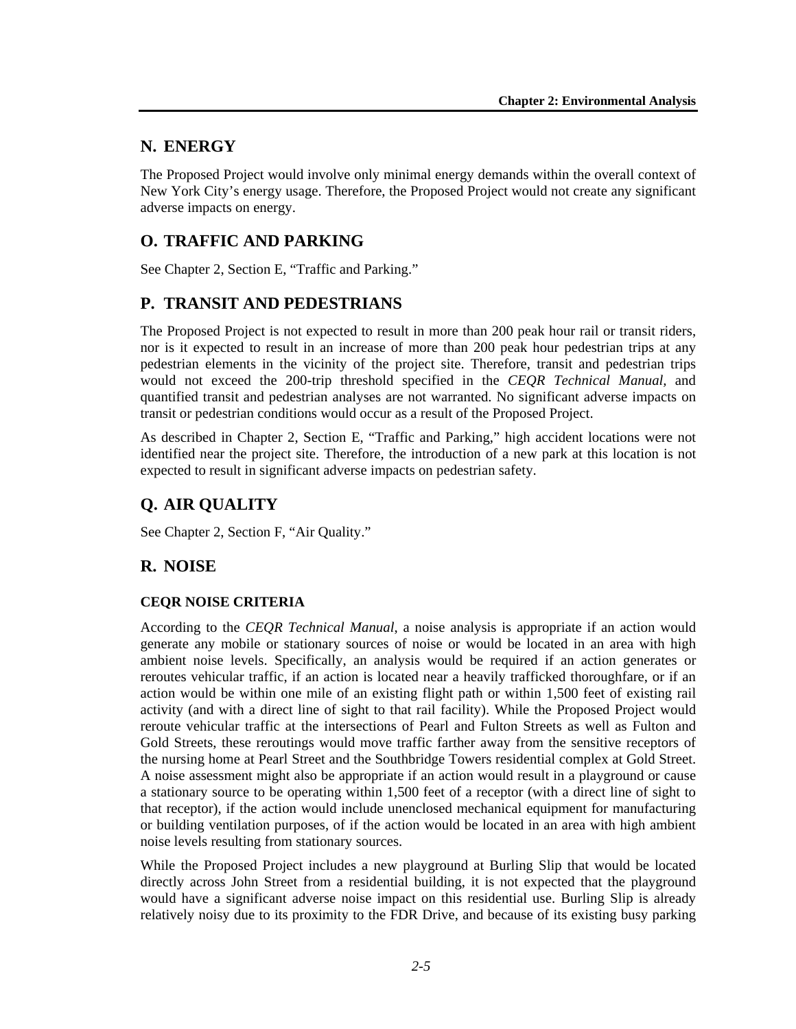## N. ENERGY

The Proposed Project would involve only minimal energy demands within the overall context of New York City's energy usage. Therefore, the Proposed Project would not create any significant adverse impacts on energy.

## O. TRAFFIC AND PARKING

See Chapter 2, Section E, "Traffic and Parking."

## P. TRANSIT AND PEDESTRIANS

The Proposed Project is not expected to result in more than 200 peak hour rail or transit riders, nor is it expected to result in an increase of more than 200 peak hour pedestrian trips at any pedestrian elements in the vicinity of the project site. Therefore, transit and pedestrian trips would not exceed the 200-trip threshold specified in the *CEQR Technical Manual,* and quantified transit and pedestrian analyses are not warranted. No significant adverse impacts on transit or pedestrian conditions would occur as a result of the Proposed Project.

As described in Chapter 2, Section E, "Traffic and Parking," high accident locations were not identified near the project site. Therefore, the introduction of a new park at this location is not expected to result in significant adverse impacts on pedestrian safety.

## Q. AIR QUALITY

See Chapter 2, Section F, "Air Quality."

## R. NOISE

### CEQR NOISE CRITERIA

According to the *CEQR Technical Manual*, a noise analysis is appropriate if an action would generate any mobile or stationary sources of noise or would be located in an area with high ambient noise levels. Specifically, an analysis would be required if an action generates or reroutes vehicular traffic, if an action is located near a heavily trafficked thoroughfare, or if an action would be within one mile of an existing flight path or within 1,500 feet of existing rail activity (and with a direct line of sight to that rail facility). While the Proposed Project would reroute vehicular traffic at the intersections of Pearl and Fulton Streets as well as Fulton and Gold Streets, these reroutings would move traffic farther away from the sensitive receptors of the nursing home at Pearl Street and the Southbridge Towers residential complex at Gold Street. A noise assessment might also be appropriate if an action would result in a playground or cause a stationary source to be operating within 1,500 feet of a receptor (with a direct line of sight to that receptor), if the action would include unenclosed mechanical equipment for manufacturing or building ventilation purposes, of if the action would be located in an area with high ambient noise levels resulting from stationary sources.

While the Proposed Project includes a new playground at Burling Slip that would be located directly across John Street from a residential building, it is not expected that the playground would have a significant adverse noise impact on this residential use. Burling Slip is already relatively noisy due to its proximity to the FDR Drive, and because of its existing busy parking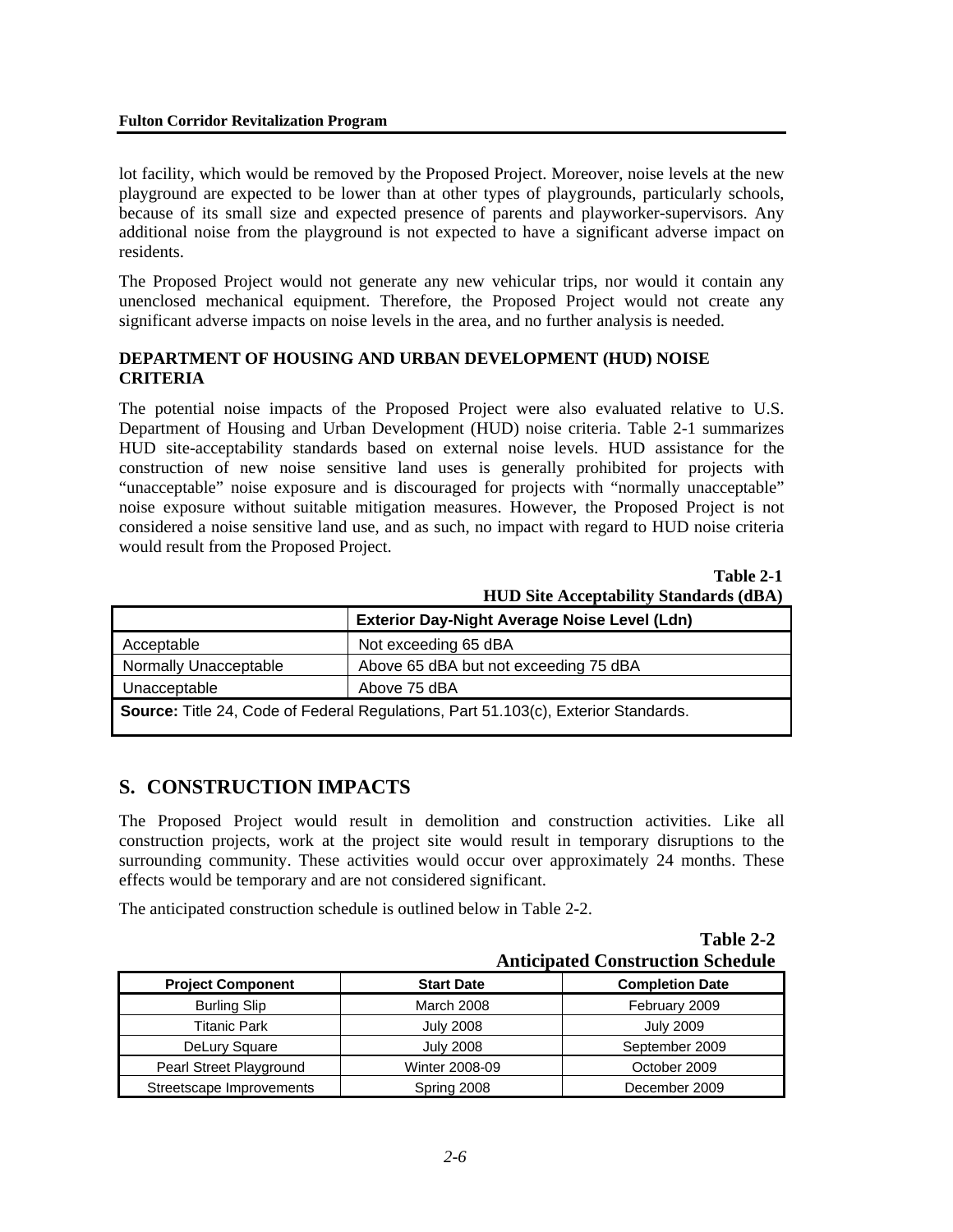lot facility, which would be removed by the Proposed Project. Moreover, noise levels at the new playground are expected to be lower than at other types of playgrounds, particularly schools, because of its small size and expected presence of parents and playworker-supervisors. Any additional noise from the playground is not expected to have a significant adverse impact on residents.

The Proposed Project would not generate any new vehicular trips, nor would it contain any unenclosed mechanical equipment. Therefore, the Proposed Project would not create any significant adverse impacts on noise levels in the area, and no further analysis is needed.

### DEPARTMENT OF HOUSING AND URBAN DEVELOPMENT (HUD) NOISE CRITERIA

The potential noise impacts of the Proposed Project were also evaluated relative to U.S. Department of Housing and Urban Development (HUD) noise criteria. Table 2-1 summarizes HUD site-acceptability standards based on external noise levels. HUD assistance for the construction of new noise sensitive land uses is generally prohibited for projects with "unacceptable" noise exposure and is discouraged for projects with "normally unacceptable" noise exposure without suitable mitigation measures. However, the Proposed Project is not considered a noise sensitive land use, and as such, no impact with regard to HUD noise criteria would result from the Proposed Project.

**Table 2-1**
**HUD Site Acceptability Standards (dBA)**

| | Exterior Day-Night Average Noise Level (Ldn) |
|---|---|
| Acceptable | Not exceeding 65 dBA |
| Normally Unacceptable | Above 65 dBA but not exceeding 75 dBA |
| Unacceptable | Above 75 dBA |

**Source:** Title 24, Code of Federal Regulations, Part 51.103(c), Exterior Standards.

## S. CONSTRUCTION IMPACTS

The Proposed Project would result in demolition and construction activities. Like all construction projects, work at the project site would result in temporary disruptions to the surrounding community. These activities would occur over approximately 24 months. These effects would be temporary and are not considered significant.

The anticipated construction schedule is outlined below in Table 2-2.

**Table 2-2**
**Anticipated Construction Schedule**

| Project Component | Start Date | Completion Date |
|---|---|---|
| Burling Slip | March 2008 | February 2009 |
| Titanic Park | July 2008 | July 2009 |
| DeLury Square | July 2008 | September 2009 |
| Pearl Street Playground | Winter 2008-09 | October 2009 |
| Streetscape Improvements | Spring 2008 | December 2009 |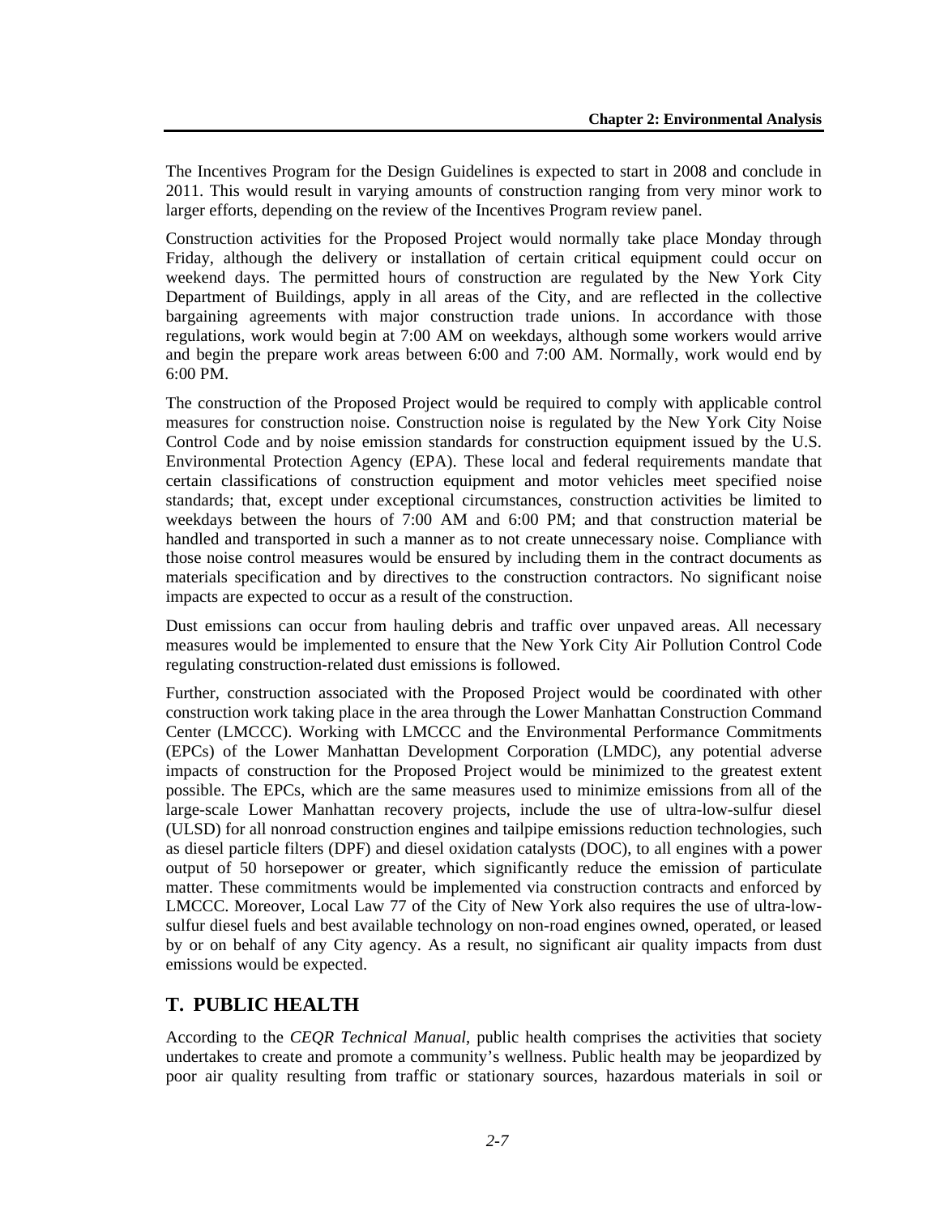The Incentives Program for the Design Guidelines is expected to start in 2008 and conclude in 2011. This would result in varying amounts of construction ranging from very minor work to larger efforts, depending on the review of the Incentives Program review panel.

Construction activities for the Proposed Project would normally take place Monday through Friday, although the delivery or installation of certain critical equipment could occur on weekend days. The permitted hours of construction are regulated by the New York City Department of Buildings, apply in all areas of the City, and are reflected in the collective bargaining agreements with major construction trade unions. In accordance with those regulations, work would begin at 7:00 AM on weekdays, although some workers would arrive and begin the prepare work areas between 6:00 and 7:00 AM. Normally, work would end by 6:00 PM.

The construction of the Proposed Project would be required to comply with applicable control measures for construction noise. Construction noise is regulated by the New York City Noise Control Code and by noise emission standards for construction equipment issued by the U.S. Environmental Protection Agency (EPA). These local and federal requirements mandate that certain classifications of construction equipment and motor vehicles meet specified noise standards; that, except under exceptional circumstances, construction activities be limited to weekdays between the hours of 7:00 AM and 6:00 PM; and that construction material be handled and transported in such a manner as to not create unnecessary noise. Compliance with those noise control measures would be ensured by including them in the contract documents as materials specification and by directives to the construction contractors. No significant noise impacts are expected to occur as a result of the construction.

Dust emissions can occur from hauling debris and traffic over unpaved areas. All necessary measures would be implemented to ensure that the New York City Air Pollution Control Code regulating construction-related dust emissions is followed.

Further, construction associated with the Proposed Project would be coordinated with other construction work taking place in the area through the Lower Manhattan Construction Command Center (LMCCC). Working with LMCCC and the Environmental Performance Commitments (EPCs) of the Lower Manhattan Development Corporation (LMDC), any potential adverse impacts of construction for the Proposed Project would be minimized to the greatest extent possible. The EPCs, which are the same measures used to minimize emissions from all of the large-scale Lower Manhattan recovery projects, include the use of ultra-low-sulfur diesel (ULSD) for all nonroad construction engines and tailpipe emissions reduction technologies, such as diesel particle filters (DPF) and diesel oxidation catalysts (DOC), to all engines with a power output of 50 horsepower or greater, which significantly reduce the emission of particulate matter. These commitments would be implemented via construction contracts and enforced by LMCCC. Moreover, Local Law 77 of the City of New York also requires the use of ultra-low-sulfur diesel fuels and best available technology on non-road engines owned, operated, or leased by or on behalf of any City agency. As a result, no significant air quality impacts from dust emissions would be expected.

## T. PUBLIC HEALTH

According to the *CEQR Technical Manual*, public health comprises the activities that society undertakes to create and promote a community's wellness. Public health may be jeopardized by poor air quality resulting from traffic or stationary sources, hazardous materials in soil or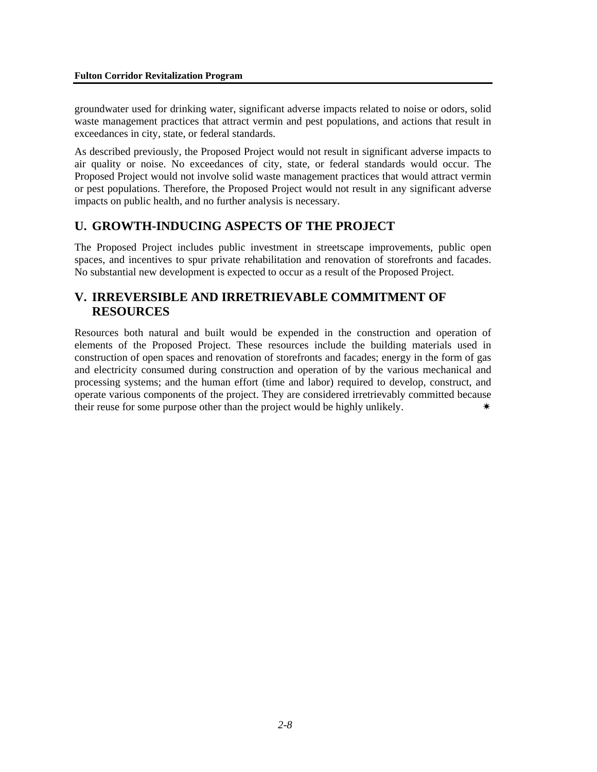groundwater used for drinking water, significant adverse impacts related to noise or odors, solid waste management practices that attract vermin and pest populations, and actions that result in exceedances in city, state, or federal standards.

As described previously, the Proposed Project would not result in significant adverse impacts to air quality or noise. No exceedances of city, state, or federal standards would occur. The Proposed Project would not involve solid waste management practices that would attract vermin or pest populations. Therefore, the Proposed Project would not result in any significant adverse impacts on public health, and no further analysis is necessary.

## U. GROWTH-INDUCING ASPECTS OF THE PROJECT

The Proposed Project includes public investment in streetscape improvements, public open spaces, and incentives to spur private rehabilitation and renovation of storefronts and facades. No substantial new development is expected to occur as a result of the Proposed Project.

## V. IRREVERSIBLE AND IRRETRIEVABLE COMMITMENT OF RESOURCES

Resources both natural and built would be expended in the construction and operation of elements of the Proposed Project. These resources include the building materials used in construction of open spaces and renovation of storefronts and facades; energy in the form of gas and electricity consumed during construction and operation of by the various mechanical and processing systems; and the human effort (time and labor) required to develop, construct, and operate various components of the project. They are considered irretrievably committed because their reuse for some purpose other than the project would be highly unlikely. ✷